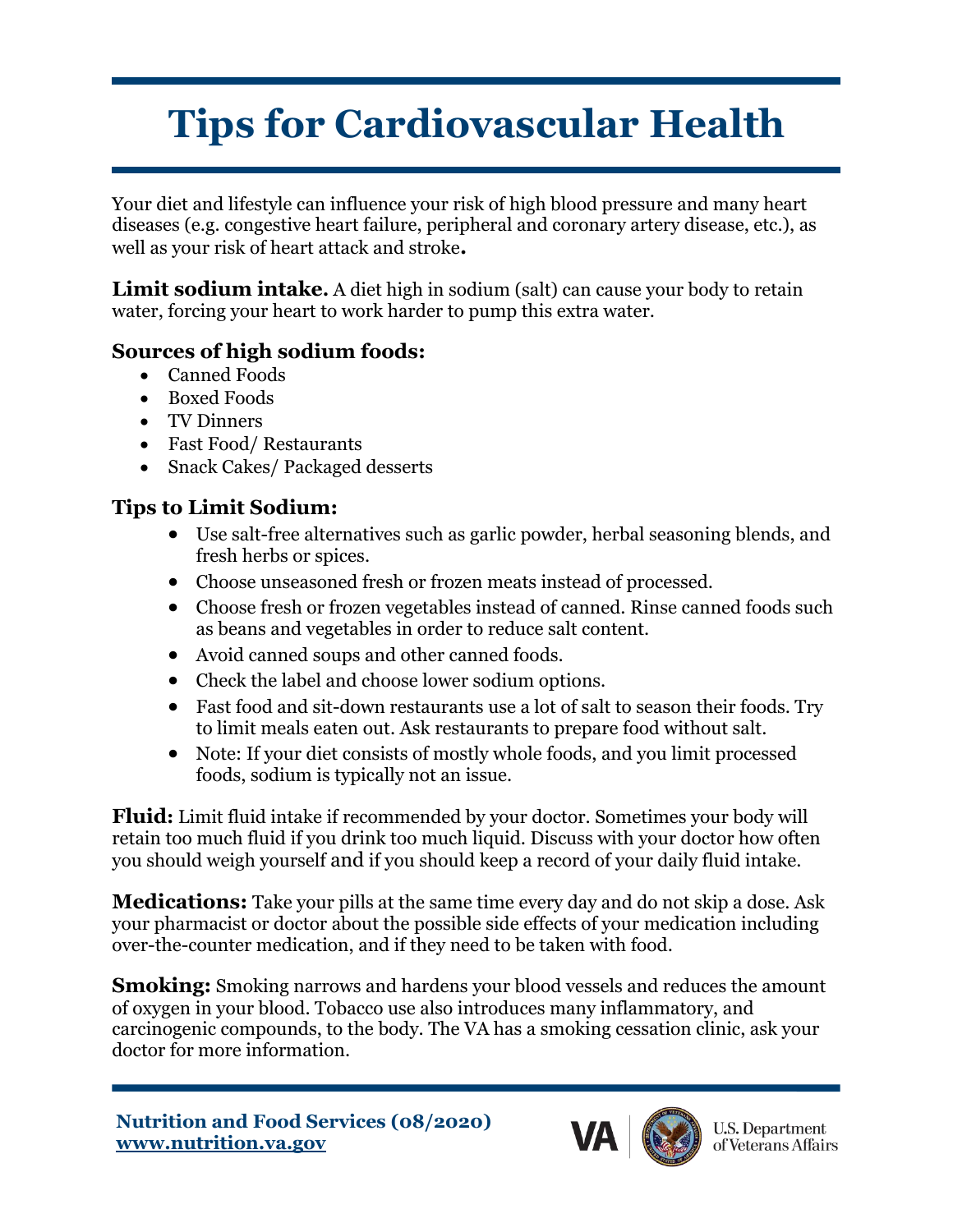# Tips for Cardiovascular Health

Your diet and lifestyle can influence your risk of high blood pressure and many heart diseases (e.g. congestive heart failure, peripheral and coronary artery disease, etc.), as well as your risk of heart attack and stroke**.**

**Limit sodium intake.** A diet high in sodium (salt) can cause your body to retain water, forcing your heart to work harder to pump this extra water.

### Sources of high sodium foods:

- Canned Foods
- Boxed Foods
- TV Dinners
- Fast Food/ Restaurants
- Snack Cakes/ Packaged desserts

### Tips to Limit Sodium:

- Use salt-free alternatives such as garlic powder, herbal seasoning blends, and fresh herbs or spices.
- Choose unseasoned fresh or frozen meats instead of processed.
- Choose fresh or frozen vegetables instead of canned. Rinse canned foods such as beans and vegetables in order to reduce salt content.
- Avoid canned soups and other canned foods.
- Check the label and choose lower sodium options.
- Fast food and sit-down restaurants use a lot of salt to season their foods. Try to limit meals eaten out. Ask restaurants to prepare food without salt.
- Note: If your diet consists of mostly whole foods, and you limit processed foods, sodium is typically not an issue.

**Fluid:** Limit fluid intake if recommended by your doctor. Sometimes your body will retain too much fluid if you drink too much liquid. Discuss with your doctor how often you should weigh yourself and if you should keep a record of your daily fluid intake.

**Medications:** Take your pills at the same time every day and do not skip a dose. Ask your pharmacist or doctor about the possible side effects of your medication including over-the-counter medication, and if they need to be taken with food.

**Smoking:** Smoking narrows and hardens your blood vessels and reduces the amount of oxygen in your blood. Tobacco use also introduces many inflammatory, and carcinogenic compounds, to the body. The VA has a smoking cessation clinic, ask your doctor for more information.

**Nutrition and Food Services (08/2020)**
**www.nutrition.va.gov**

VA | U.S. Department of Veterans Affairs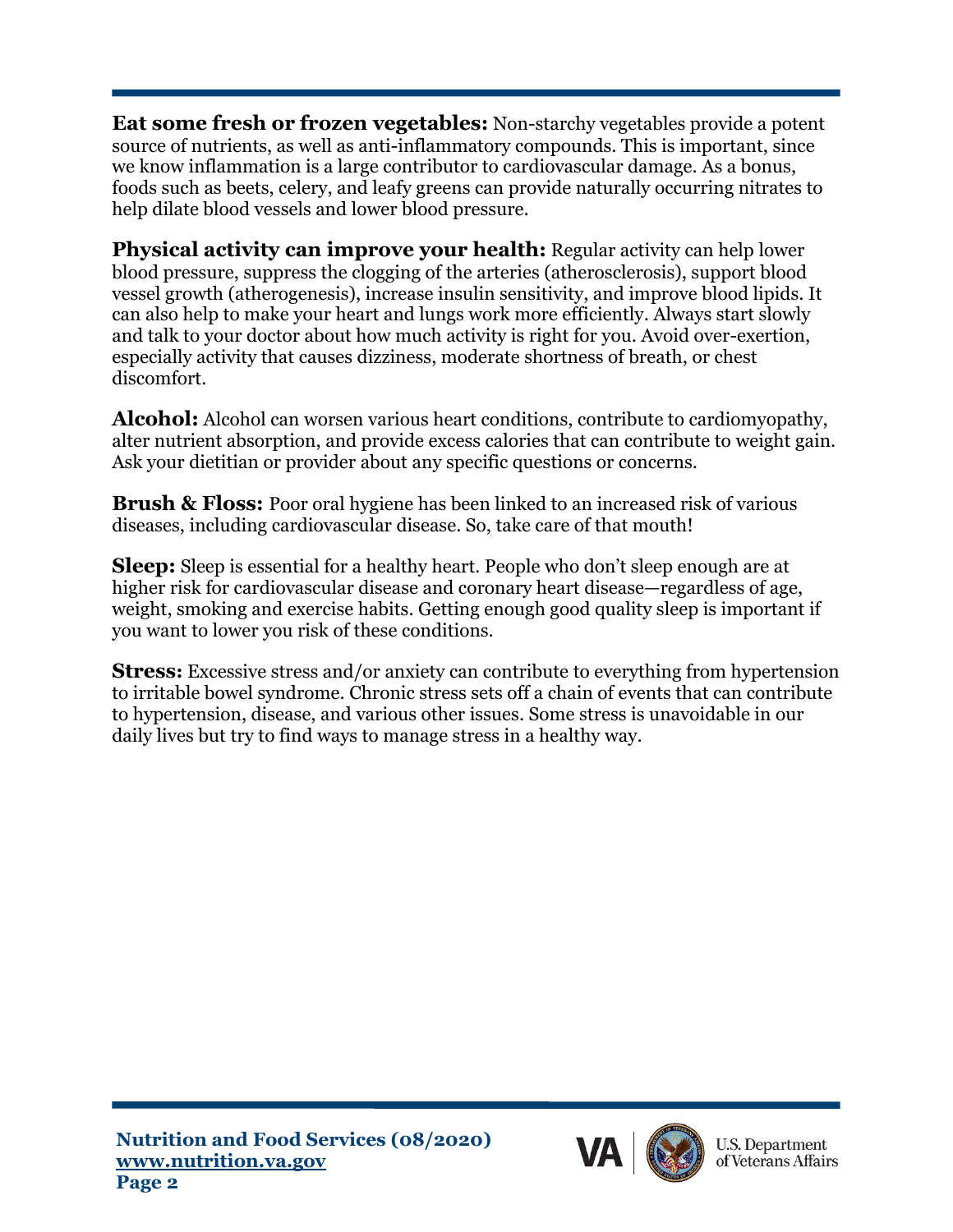**Eat some fresh or frozen vegetables:** Non-starchy vegetables provide a potent source of nutrients, as well as anti-inflammatory compounds. This is important, since we know inflammation is a large contributor to cardiovascular damage. As a bonus, foods such as beets, celery, and leafy greens can provide naturally occurring nitrates to help dilate blood vessels and lower blood pressure.

**Physical activity can improve your health:** Regular activity can help lower blood pressure, suppress the clogging of the arteries (atherosclerosis), support blood vessel growth (atherogenesis), increase insulin sensitivity, and improve blood lipids. It can also help to make your heart and lungs work more efficiently. Always start slowly and talk to your doctor about how much activity is right for you. Avoid over-exertion, especially activity that causes dizziness, moderate shortness of breath, or chest discomfort.

**Alcohol:** Alcohol can worsen various heart conditions, contribute to cardiomyopathy, alter nutrient absorption, and provide excess calories that can contribute to weight gain. Ask your dietitian or provider about any specific questions or concerns.

**Brush & Floss:** Poor oral hygiene has been linked to an increased risk of various diseases, including cardiovascular disease. So, take care of that mouth!

**Sleep:** Sleep is essential for a healthy heart. People who don't sleep enough are at higher risk for cardiovascular disease and coronary heart disease—regardless of age, weight, smoking and exercise habits. Getting enough good quality sleep is important if you want to lower you risk of these conditions.

**Stress:** Excessive stress and/or anxiety can contribute to everything from hypertension to irritable bowel syndrome. Chronic stress sets off a chain of events that can contribute to hypertension, disease, and various other issues. Some stress is unavoidable in our daily lives but try to find ways to manage stress in a healthy way.

**Nutrition and Food Services (08/2020)**
**[www.nutrition.va.gov](http://www.nutrition.va.gov)**

VA | U.S. Department of Veterans Affairs